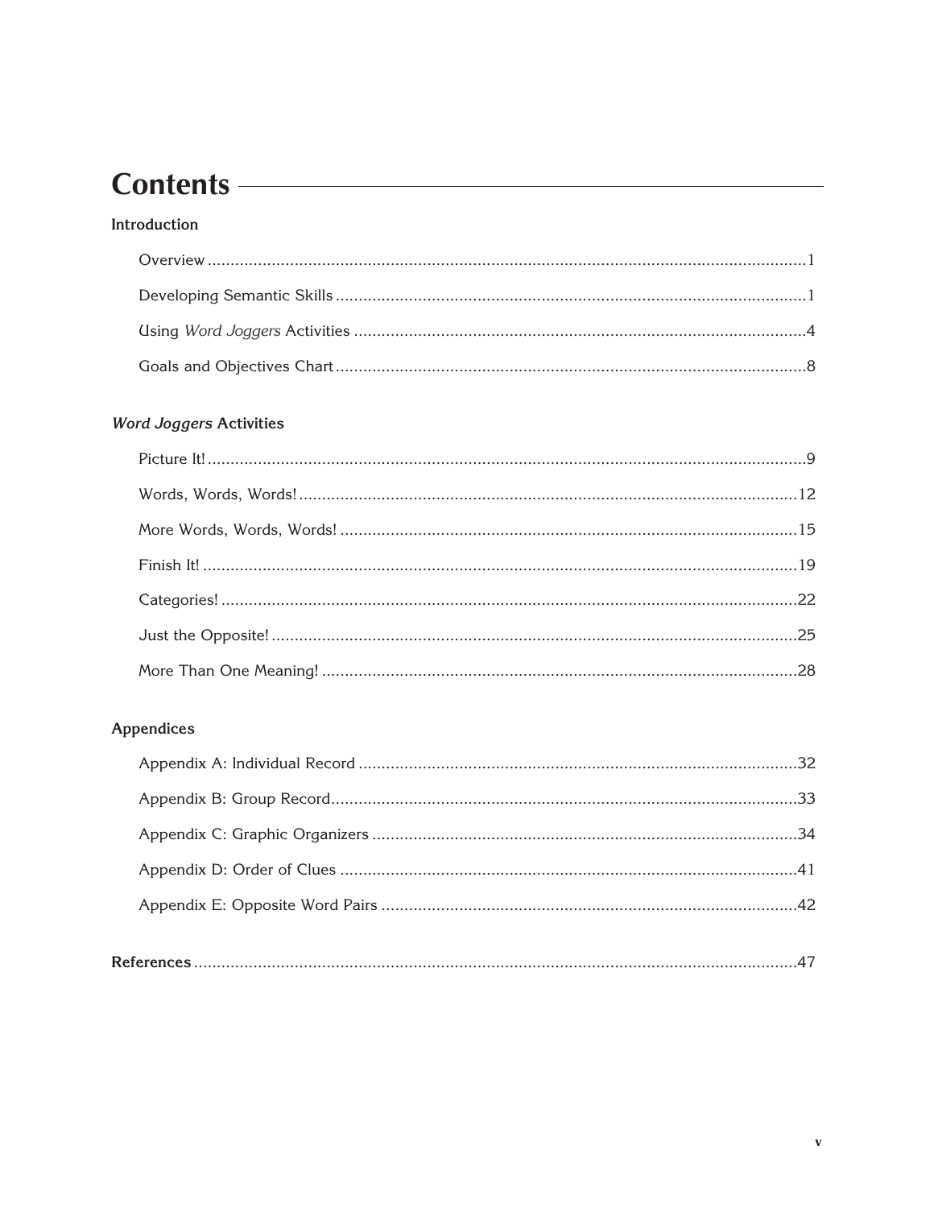# Contents

## Introduction

- Overview ... 1
- Developing Semantic Skills ... 1
- Using *Word Joggers* Activities ... 4
- Goals and Objectives Chart ... 8

## *Word Joggers* Activities

- Picture It! ... 9
- Words, Words, Words! ... 12
- More Words, Words, Words! ... 15
- Finish It! ... 19
- Categories! ... 22
- Just the Opposite! ... 25
- More Than One Meaning! ... 28

## Appendices

- Appendix A: Individual Record ... 32
- Appendix B: Group Record ... 33
- Appendix C: Graphic Organizers ... 34
- Appendix D: Order of Clues ... 41
- Appendix E: Opposite Word Pairs ... 42

**References** ... 47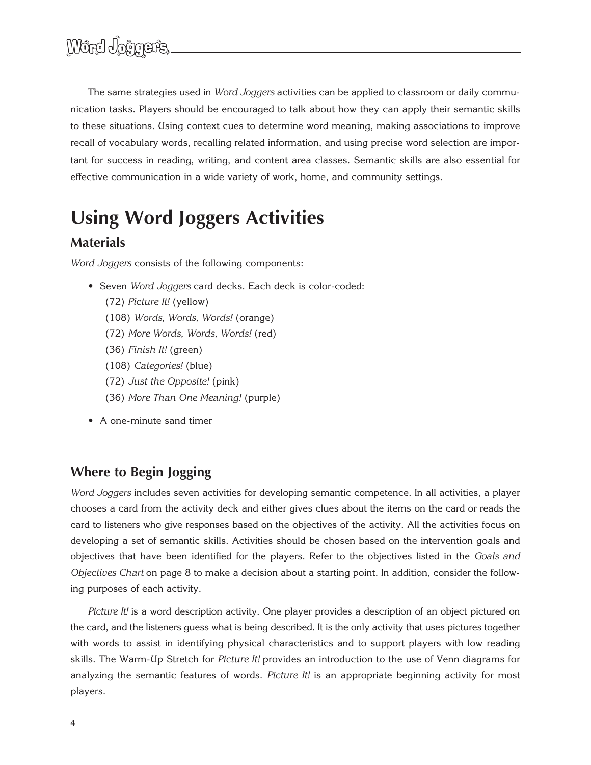The same strategies used in *Word Joggers* activities can be applied to classroom or daily communication tasks. Players should be encouraged to talk about how they can apply their semantic skills to these situations. Using context cues to determine word meaning, making associations to improve recall of vocabulary words, recalling related information, and using precise word selection are important for success in reading, writing, and content area classes. Semantic skills are also essential for effective communication in a wide variety of work, home, and community settings.

# Using Word Joggers Activities

## Materials

*Word Joggers* consists of the following components:

- Seven *Word Joggers* card decks. Each deck is color-coded:
  - (72) *Picture It!* (yellow)
  - (108) *Words, Words, Words!* (orange)
  - (72) *More Words, Words, Words!* (red)
  - (36) *Finish It!* (green)
  - (108) *Categories!* (blue)
  - (72) *Just the Opposite!* (pink)
  - (36) *More Than One Meaning!* (purple)
- A one-minute sand timer

## Where to Begin Jogging

*Word Joggers* includes seven activities for developing semantic competence. In all activities, a player chooses a card from the activity deck and either gives clues about the items on the card or reads the card to listeners who give responses based on the objectives of the activity. All the activities focus on developing a set of semantic skills. Activities should be chosen based on the intervention goals and objectives that have been identified for the players. Refer to the objectives listed in the *Goals and Objectives Chart* on page 8 to make a decision about a starting point. In addition, consider the following purposes of each activity.

*Picture It!* is a word description activity. One player provides a description of an object pictured on the card, and the listeners guess what is being described. It is the only activity that uses pictures together with words to assist in identifying physical characteristics and to support players with low reading skills. The Warm-Up Stretch for *Picture It!* provides an introduction to the use of Venn diagrams for analyzing the semantic features of words. *Picture It!* is an appropriate beginning activity for most players.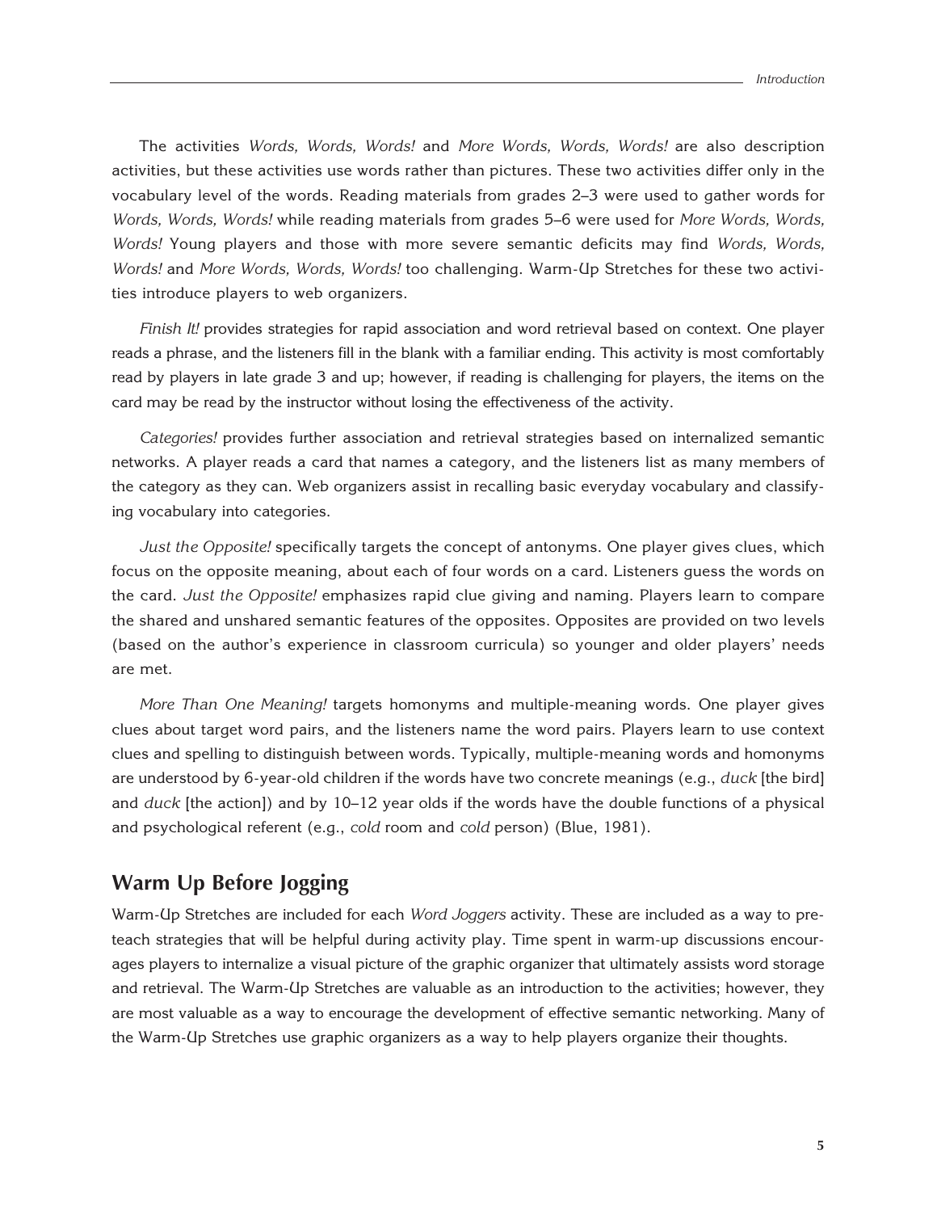The activities *Words, Words, Words!* and *More Words, Words, Words!* are also description activities, but these activities use words rather than pictures. These two activities differ only in the vocabulary level of the words. Reading materials from grades 2–3 were used to gather words for *Words, Words, Words!* while reading materials from grades 5–6 were used for *More Words, Words, Words!* Young players and those with more severe semantic deficits may find *Words, Words, Words!* and *More Words, Words, Words!* too challenging. Warm-Up Stretches for these two activities introduce players to web organizers.

*Finish It!* provides strategies for rapid association and word retrieval based on context. One player reads a phrase, and the listeners fill in the blank with a familiar ending. This activity is most comfortably read by players in late grade 3 and up; however, if reading is challenging for players, the items on the card may be read by the instructor without losing the effectiveness of the activity.

*Categories!* provides further association and retrieval strategies based on internalized semantic networks. A player reads a card that names a category, and the listeners list as many members of the category as they can. Web organizers assist in recalling basic everyday vocabulary and classifying vocabulary into categories.

*Just the Opposite!* specifically targets the concept of antonyms. One player gives clues, which focus on the opposite meaning, about each of four words on a card. Listeners guess the words on the card. *Just the Opposite!* emphasizes rapid clue giving and naming. Players learn to compare the shared and unshared semantic features of the opposites. Opposites are provided on two levels (based on the author's experience in classroom curricula) so younger and older players' needs are met.

*More Than One Meaning!* targets homonyms and multiple-meaning words. One player gives clues about target word pairs, and the listeners name the word pairs. Players learn to use context clues and spelling to distinguish between words. Typically, multiple-meaning words and homonyms are understood by 6-year-old children if the words have two concrete meanings (e.g., *duck* [the bird] and *duck* [the action]) and by 10–12 year olds if the words have the double functions of a physical and psychological referent (e.g., *cold* room and *cold* person) (Blue, 1981).

## Warm Up Before Jogging

Warm-Up Stretches are included for each *Word Joggers* activity. These are included as a way to pre-teach strategies that will be helpful during activity play. Time spent in warm-up discussions encourages players to internalize a visual picture of the graphic organizer that ultimately assists word storage and retrieval. The Warm-Up Stretches are valuable as an introduction to the activities; however, they are most valuable as a way to encourage the development of effective semantic networking. Many of the Warm-Up Stretches use graphic organizers as a way to help players organize their thoughts.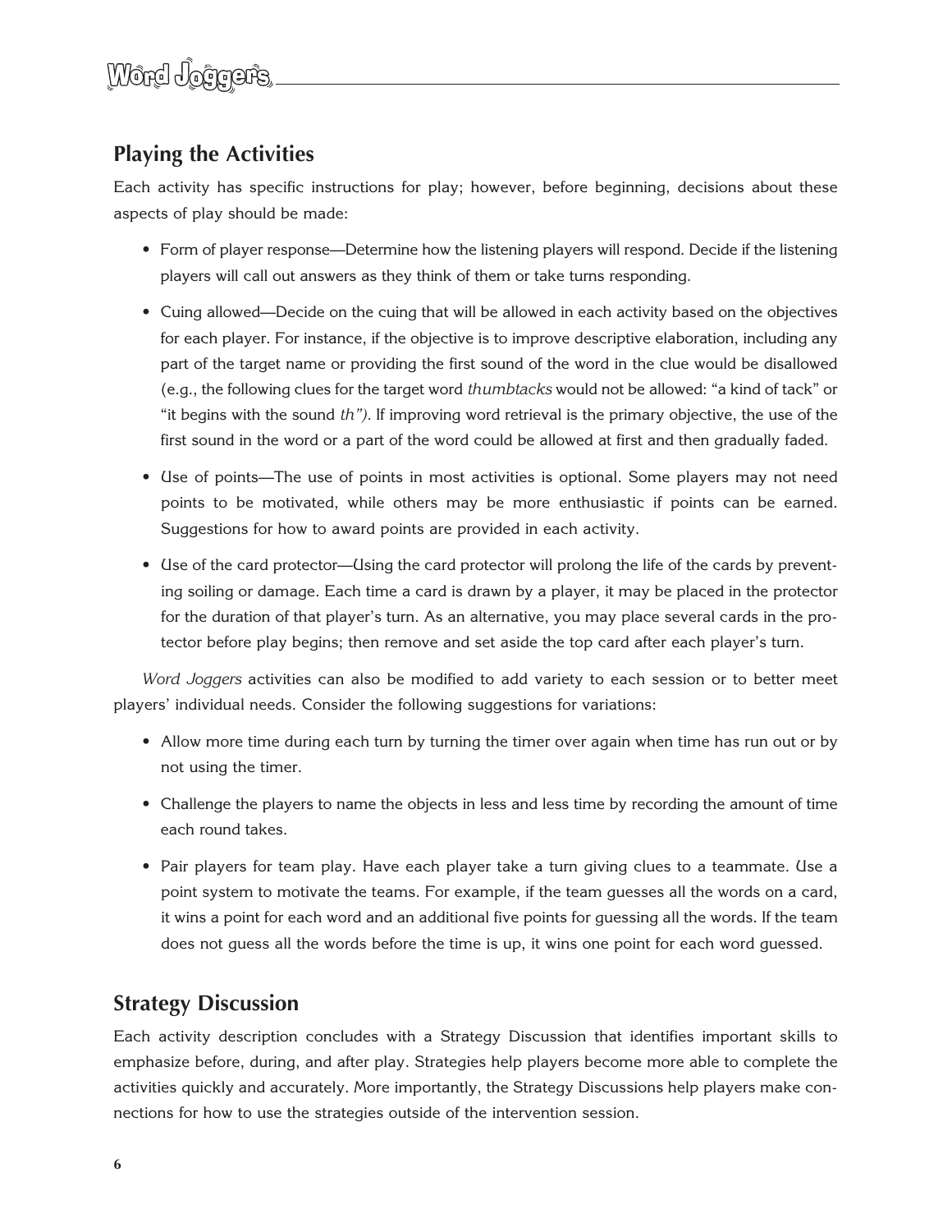## Playing the Activities

Each activity has specific instructions for play; however, before beginning, decisions about these aspects of play should be made:

- Form of player response—Determine how the listening players will respond. Decide if the listening players will call out answers as they think of them or take turns responding.
- Cuing allowed—Decide on the cuing that will be allowed in each activity based on the objectives for each player. For instance, if the objective is to improve descriptive elaboration, including any part of the target name or providing the first sound of the word in the clue would be disallowed (e.g., the following clues for the target word *thumbtacks* would not be allowed: "a kind of tack" or "it begins with the sound *th"*). If improving word retrieval is the primary objective, the use of the first sound in the word or a part of the word could be allowed at first and then gradually faded.
- Use of points—The use of points in most activities is optional. Some players may not need points to be motivated, while others may be more enthusiastic if points can be earned. Suggestions for how to award points are provided in each activity.
- Use of the card protector—Using the card protector will prolong the life of the cards by preventing soiling or damage. Each time a card is drawn by a player, it may be placed in the protector for the duration of that player's turn. As an alternative, you may place several cards in the protector before play begins; then remove and set aside the top card after each player's turn.

*Word Joggers* activities can also be modified to add variety to each session or to better meet players' individual needs. Consider the following suggestions for variations:

- Allow more time during each turn by turning the timer over again when time has run out or by not using the timer.
- Challenge the players to name the objects in less and less time by recording the amount of time each round takes.
- Pair players for team play. Have each player take a turn giving clues to a teammate. Use a point system to motivate the teams. For example, if the team guesses all the words on a card, it wins a point for each word and an additional five points for guessing all the words. If the team does not guess all the words before the time is up, it wins one point for each word guessed.

## Strategy Discussion

Each activity description concludes with a Strategy Discussion that identifies important skills to emphasize before, during, and after play. Strategies help players become more able to complete the activities quickly and accurately. More importantly, the Strategy Discussions help players make connections for how to use the strategies outside of the intervention session.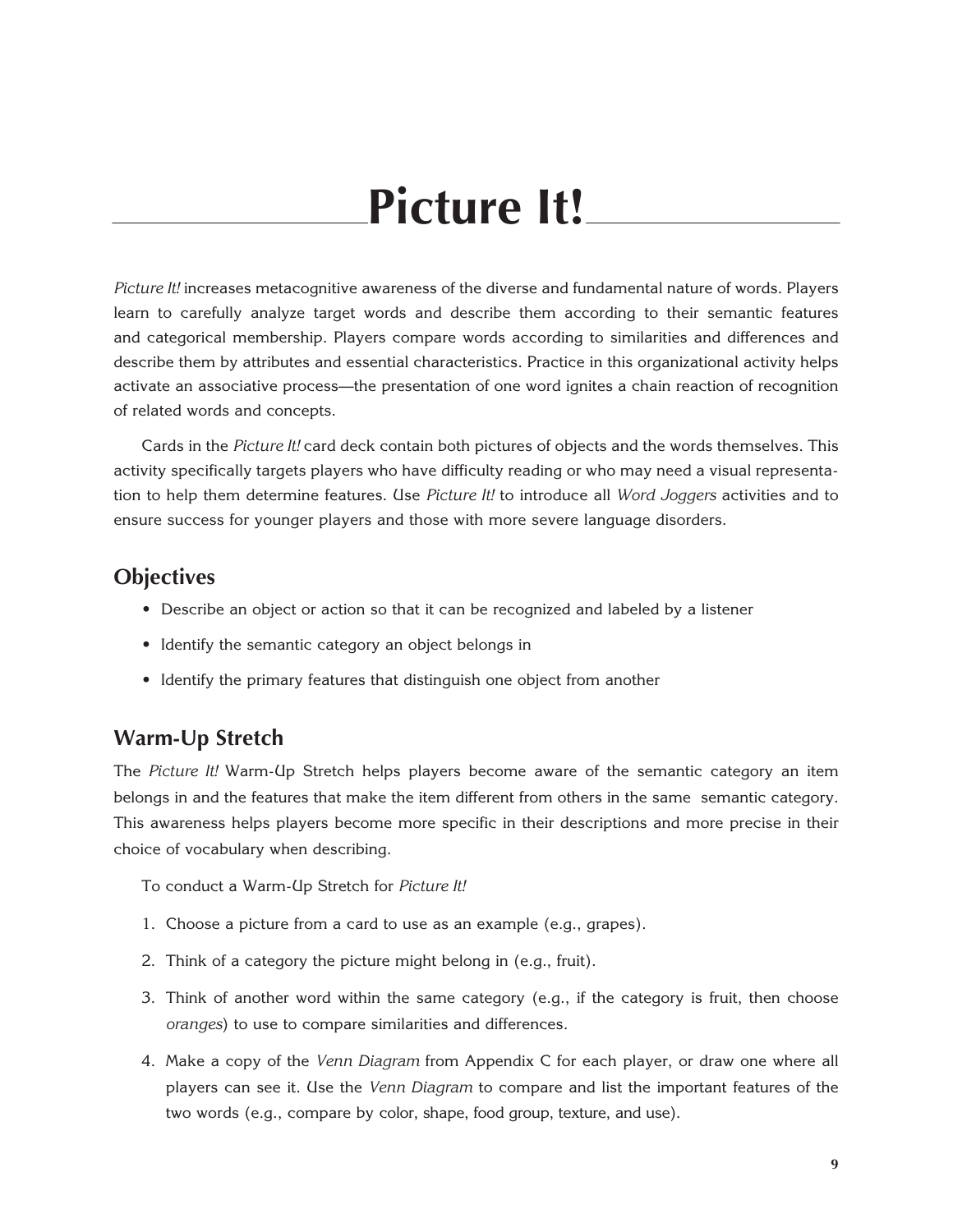# Picture It!

*Picture It!* increases metacognitive awareness of the diverse and fundamental nature of words. Players learn to carefully analyze target words and describe them according to their semantic features and categorical membership. Players compare words according to similarities and differences and describe them by attributes and essential characteristics. Practice in this organizational activity helps activate an associative process—the presentation of one word ignites a chain reaction of recognition of related words and concepts.

Cards in the *Picture It!* card deck contain both pictures of objects and the words themselves. This activity specifically targets players who have difficulty reading or who may need a visual representation to help them determine features. Use *Picture It!* to introduce all *Word Joggers* activities and to ensure success for younger players and those with more severe language disorders.

## Objectives

- Describe an object or action so that it can be recognized and labeled by a listener
- Identify the semantic category an object belongs in
- Identify the primary features that distinguish one object from another

## Warm-Up Stretch

The *Picture It!* Warm-Up Stretch helps players become aware of the semantic category an item belongs in and the features that make the item different from others in the same semantic category. This awareness helps players become more specific in their descriptions and more precise in their choice of vocabulary when describing.

To conduct a Warm-Up Stretch for *Picture It!*

1. Choose a picture from a card to use as an example (e.g., grapes).
2. Think of a category the picture might belong in (e.g., fruit).
3. Think of another word within the same category (e.g., if the category is fruit, then choose *oranges*) to use to compare similarities and differences.
4. Make a copy of the *Venn Diagram* from Appendix C for each player, or draw one where all players can see it. Use the *Venn Diagram* to compare and list the important features of the two words (e.g., compare by color, shape, food group, texture, and use).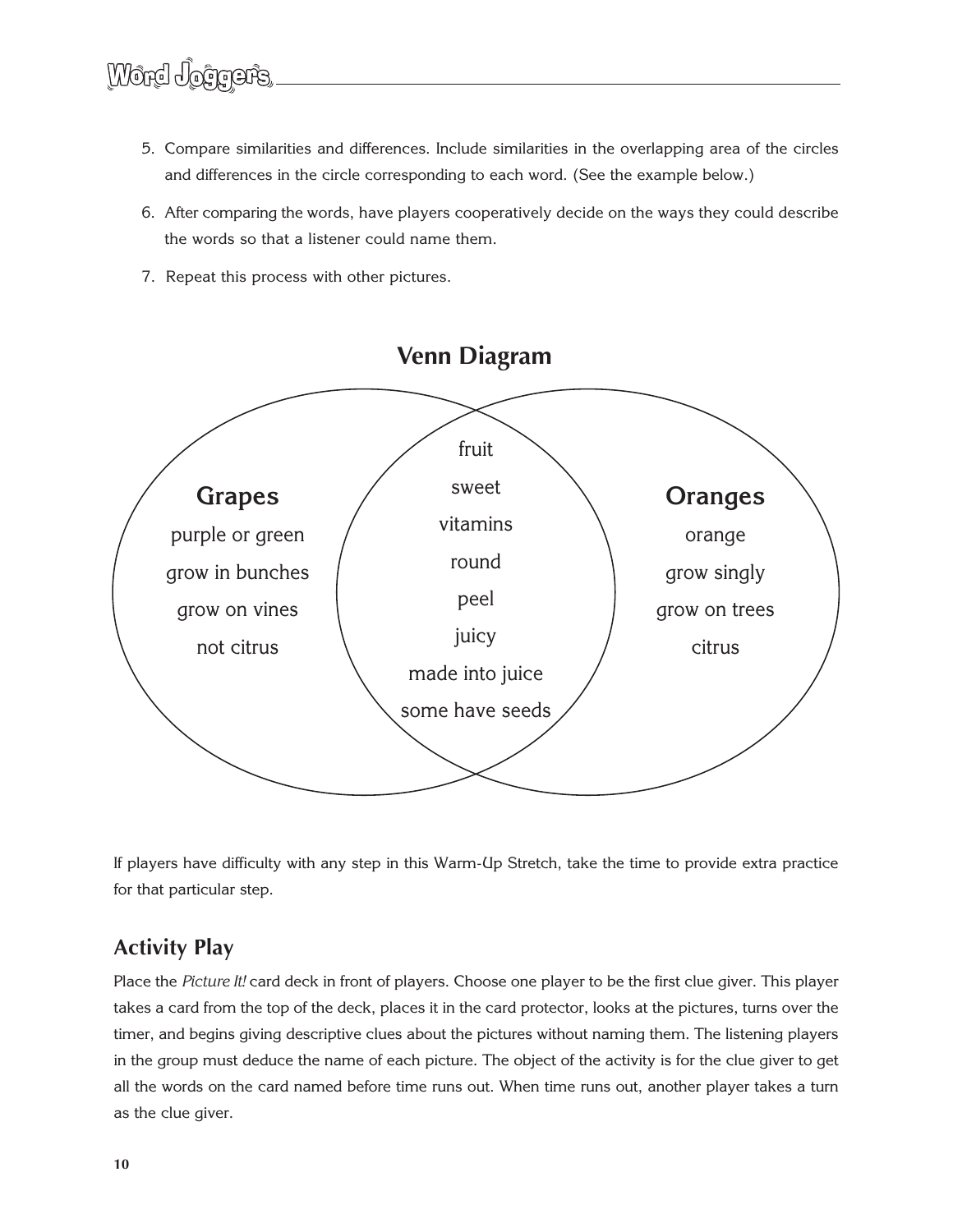5. Compare similarities and differences. Include similarities in the overlapping area of the circles and differences in the circle corresponding to each word. (See the example below.)

6. After comparing the words, have players cooperatively decide on the ways they could describe the words so that a listener could name them.

7. Repeat this process with other pictures.

## Venn Diagram

| Grapes | Both | Oranges |
| --- | --- | --- |
| purple or green | fruit | orange |
| grow in bunches | sweet | grow singly |
| grow on vines | vitamins | grow on trees |
| not citrus | round | citrus |
| | peel | |
| | juicy | |
| | made into juice | |
| | some have seeds | |

If players have difficulty with any step in this Warm-Up Stretch, take the time to provide extra practice for that particular step.

## Activity Play

Place the *Picture It!* card deck in front of players. Choose one player to be the first clue giver. This player takes a card from the top of the deck, places it in the card protector, looks at the pictures, turns over the timer, and begins giving descriptive clues about the pictures without naming them. The listening players in the group must deduce the name of each picture. The object of the activity is for the clue giver to get all the words on the card named before time runs out. When time runs out, another player takes a turn as the clue giver.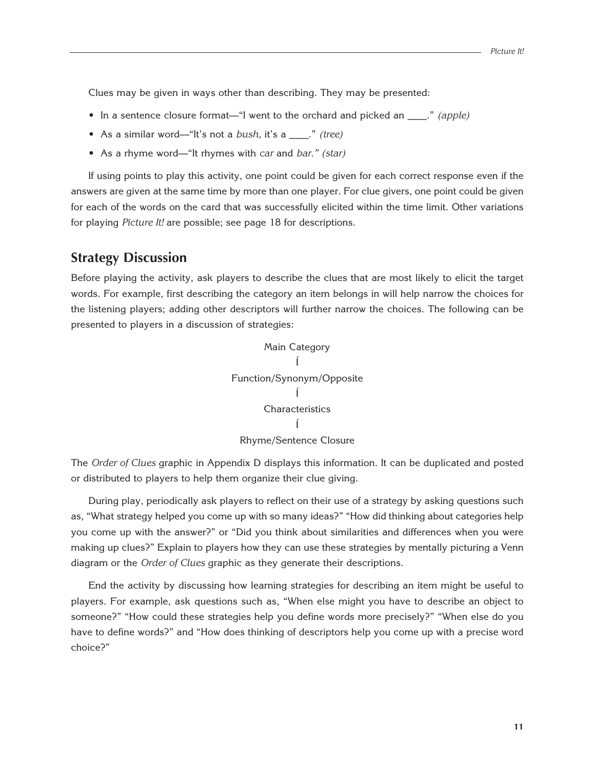Clues may be given in ways other than describing. They may be presented:

- In a sentence closure format—"I went to the orchard and picked an ____." *(apple)*
- As a similar word—"It's not a *bush,* it's a ____." *(tree)*
- As a rhyme word—"It rhymes with *car* and *bar." (star)*

If using points to play this activity, one point could be given for each correct response even if the answers are given at the same time by more than one player. For clue givers, one point could be given for each of the words on the card that was successfully elicited within the time limit. Other variations for playing *Picture It!* are possible; see page 18 for descriptions.

## Strategy Discussion

Before playing the activity, ask players to describe the clues that are most likely to elicit the target words. For example, first describing the category an item belongs in will help narrow the choices for the listening players; adding other descriptors will further narrow the choices. The following can be presented to players in a discussion of strategies:

Main Category

Í

Function/Synonym/Opposite

Í

Characteristics

Í

Rhyme/Sentence Closure

The *Order of Clues* graphic in Appendix D displays this information. It can be duplicated and posted or distributed to players to help them organize their clue giving.

During play, periodically ask players to reflect on their use of a strategy by asking questions such as, "What strategy helped you come up with so many ideas?" "How did thinking about categories help you come up with the answer?" or "Did you think about similarities and differences when you were making up clues?" Explain to players how they can use these strategies by mentally picturing a Venn diagram or the *Order of Clues* graphic as they generate their descriptions.

End the activity by discussing how learning strategies for describing an item might be useful to players. For example, ask questions such as, "When else might you have to describe an object to someone?" "How could these strategies help you define words more precisely?" "When else do you have to define words?" and "How does thinking of descriptors help you come up with a precise word choice?"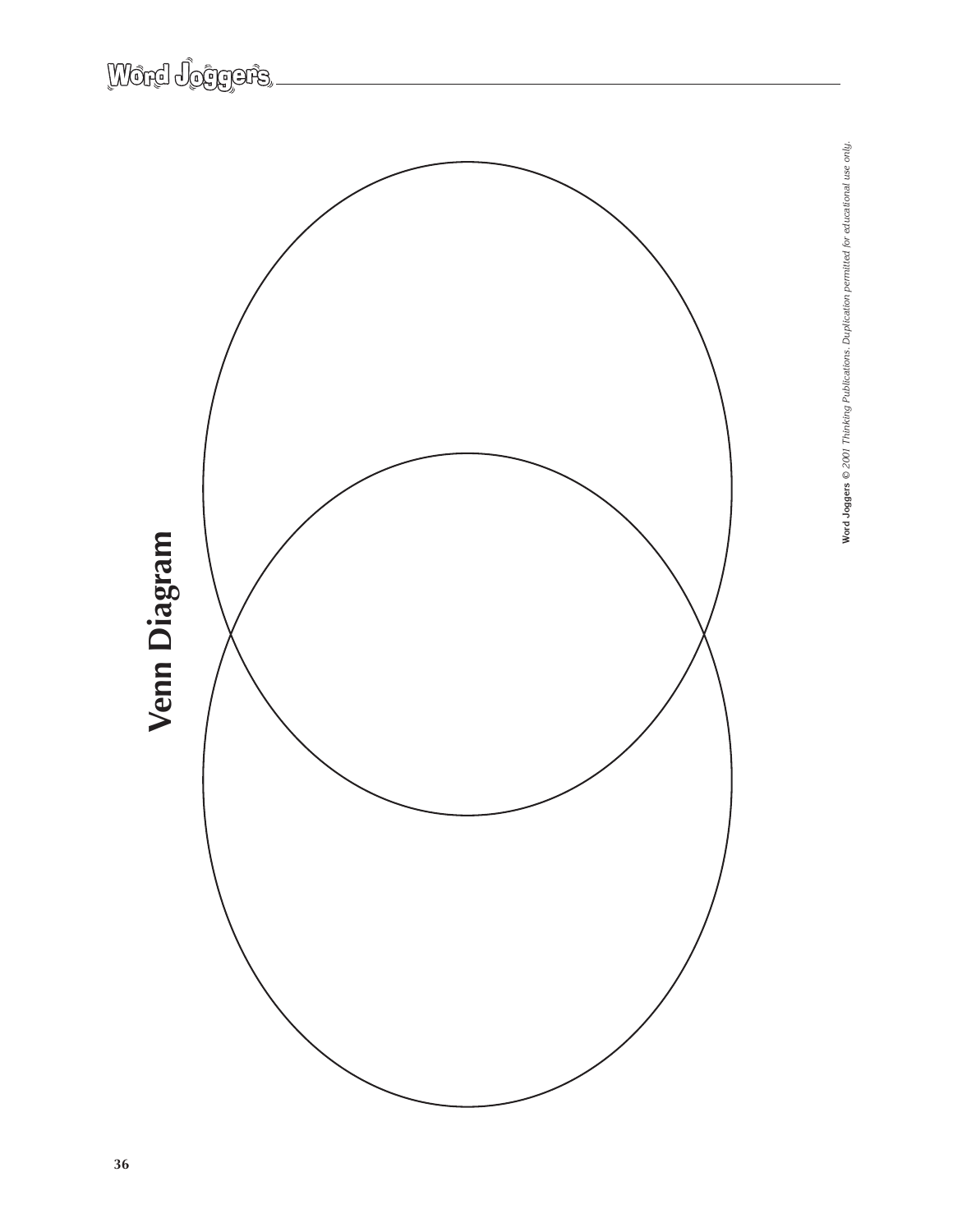# Venn Diagram